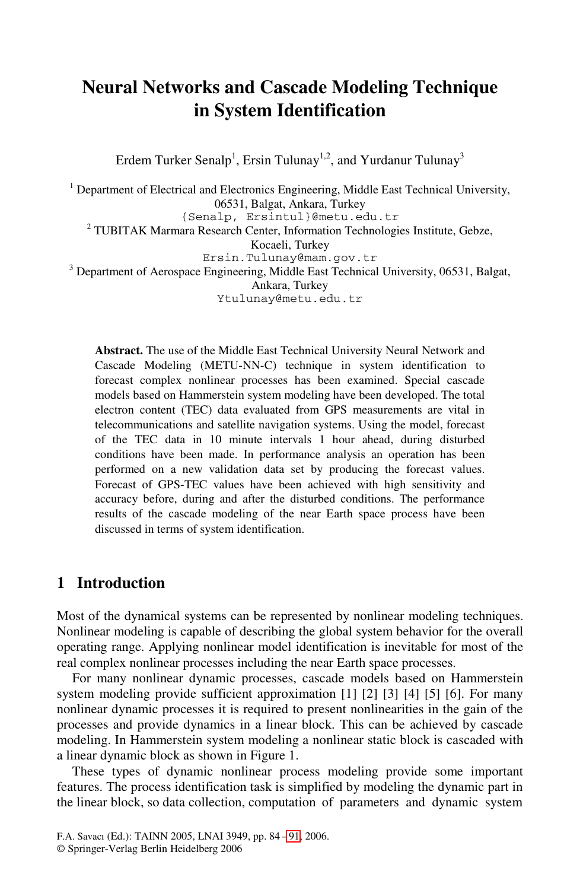# Neural Networks and Cascade Modeling Technique in System Identification

Erdem Turker Senalp[1], Ersin Tulunay[1,2], and Yurdanur Tulunay[3]

[1] Department of Electrical and Electronics Engineering, Middle East Technical University, 06531, Balgat, Ankara, Turkey
{Senalp, Ersintul}@metu.edu.tr

[2] TUBITAK Marmara Research Center, Information Technologies Institute, Gebze, Kocaeli, Turkey
Ersin.Tulunay@mam.gov.tr

[3] Department of Aerospace Engineering, Middle East Technical University, 06531, Balgat, Ankara, Turkey
Ytulunay@metu.edu.tr

**Abstract.** The use of the Middle East Technical University Neural Network and Cascade Modeling (METU-NN-C) technique in system identification to forecast complex nonlinear processes has been examined. Special cascade models based on Hammerstein system modeling have been developed. The total electron content (TEC) data evaluated from GPS measurements are vital in telecommunications and satellite navigation systems. Using the model, forecast of the TEC data in 10 minute intervals 1 hour ahead, during disturbed conditions have been made. In performance analysis an operation has been performed on a new validation data set by producing the forecast values. Forecast of GPS-TEC values have been achieved with high sensitivity and accuracy before, during and after the disturbed conditions. The performance results of the cascade modeling of the near Earth space process have been discussed in terms of system identification.

## 1 Introduction

Most of the dynamical systems can be represented by nonlinear modeling techniques. Nonlinear modeling is capable of describing the global system behavior for the overall operating range. Applying nonlinear model identification is inevitable for most of the real complex nonlinear processes including the near Earth space processes.

For many nonlinear dynamic processes, cascade models based on Hammerstein system modeling provide sufficient approximation [1] [2] [3] [4] [5] [6]. For many nonlinear dynamic processes it is required to present nonlinearities in the gain of the processes and provide dynamics in a linear block. This can be achieved by cascade modeling. In Hammerstein system modeling a nonlinear static block is cascaded with a linear dynamic block as shown in Figure 1.

These types of dynamic nonlinear process modeling provide some important features. The process identification task is simplified by modeling the dynamic part in the linear block, so data collection, computation of parameters and dynamic system

F.A. Savacı (Ed.): TAINN 2005, LNAI 3949, pp. 84 – 91, 2006.
© Springer-Verlag Berlin Heidelberg 2006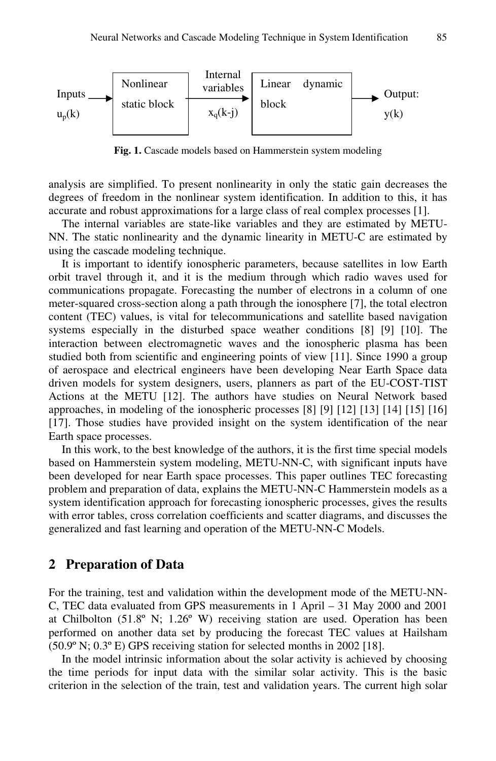Fig. 1. Cascade models based on Hammerstein system modeling

analysis are simplified. To present nonlinearity in only the static gain decreases the degrees of freedom in the nonlinear system identification. In addition to this, it has accurate and robust approximations for a large class of real complex processes [1].

The internal variables are state-like variables and they are estimated by METU-NN. The static nonlinearity and the dynamic linearity in METU-C are estimated by using the cascade modeling technique.

It is important to identify ionospheric parameters, because satellites in low Earth orbit travel through it, and it is the medium through which radio waves used for communications propagate. Forecasting the number of electrons in a column of one meter-squared cross-section along a path through the ionosphere [7], the total electron content (TEC) values, is vital for telecommunications and satellite based navigation systems especially in the disturbed space weather conditions [8] [9] [10]. The interaction between electromagnetic waves and the ionospheric plasma has been studied both from scientific and engineering points of view [11]. Since 1990 a group of aerospace and electrical engineers have been developing Near Earth Space data driven models for system designers, users, planners as part of the EU-COST-TIST Actions at the METU [12]. The authors have studies on Neural Network based approaches, in modeling of the ionospheric processes [8] [9] [12] [13] [14] [15] [16] [17]. Those studies have provided insight on the system identification of the near Earth space processes.

In this work, to the best knowledge of the authors, it is the first time special models based on Hammerstein system modeling, METU-NN-C, with significant inputs have been developed for near Earth space processes. This paper outlines TEC forecasting problem and preparation of data, explains the METU-NN-C Hammerstein models as a system identification approach for forecasting ionospheric processes, gives the results with error tables, cross correlation coefficients and scatter diagrams, and discusses the generalized and fast learning and operation of the METU-NN-C Models.

## 2 Preparation of Data

For the training, test and validation within the development mode of the METU-NN-C, TEC data evaluated from GPS measurements in 1 April – 31 May 2000 and 2001 at Chilbolton (51.8º N; 1.26º W) receiving station are used. Operation has been performed on another data set by producing the forecast TEC values at Hailsham (50.9º N; 0.3º E) GPS receiving station for selected months in 2002 [18].

In the model intrinsic information about the solar activity is achieved by choosing the time periods for input data with the similar solar activity. This is the basic criterion in the selection of the train, test and validation years. The current high solar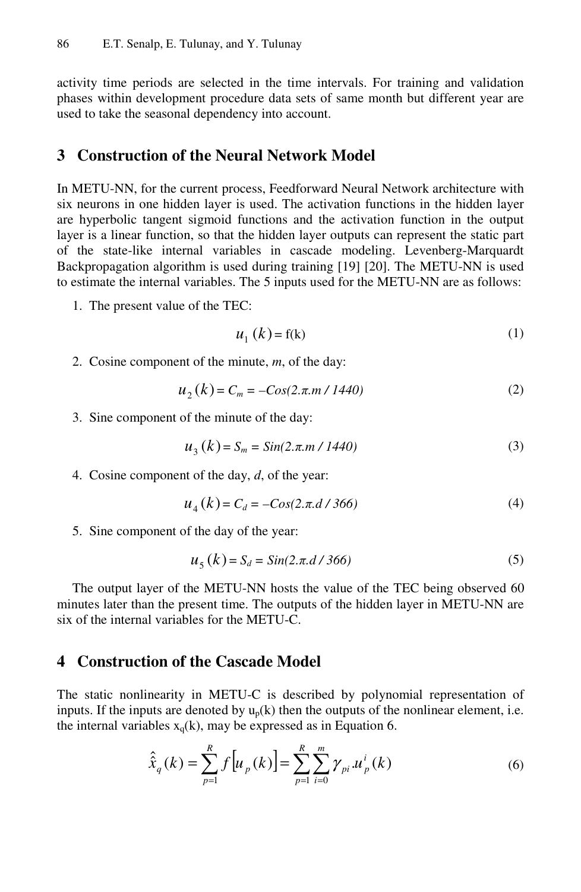activity time periods are selected in the time intervals. For training and validation phases within development procedure data sets of same month but different year are used to take the seasonal dependency into account.

## 3 Construction of the Neural Network Model

In METU-NN, for the current process, Feedforward Neural Network architecture with six neurons in one hidden layer is used. The activation functions in the hidden layer are hyperbolic tangent sigmoid functions and the activation function in the output layer is a linear function, so that the hidden layer outputs can represent the static part of the state-like internal variables in cascade modeling. Levenberg-Marquardt Backpropagation algorithm is used during training [19] [20]. The METU-NN is used to estimate the internal variables. The 5 inputs used for the METU-NN are as follows:

1. The present value of the TEC:

$$u_1(k) = \mathrm{f(k)} \tag{1}$$

2. Cosine component of the minute, *m*, of the day:

$$u_2(k) = C_m = -Cos(2.\pi.m\ /\ 1440) \tag{2}$$

3. Sine component of the minute of the day:

$$u_3(k) = S_m = Sin(2.\pi.m\ /\ 1440) \tag{3}$$

4. Cosine component of the day, *d*, of the year:

$$u_4(k) = C_d = -Cos(2.\pi.d\ /\ 366) \tag{4}$$

5. Sine component of the day of the year:

$$u_5(k) = S_d = Sin(2.\pi.d\ /\ 366) \tag{5}$$

The output layer of the METU-NN hosts the value of the TEC being observed 60 minutes later than the present time. The outputs of the hidden layer in METU-NN are six of the internal variables for the METU-C.

## 4 Construction of the Cascade Model

The static nonlinearity in METU-C is described by polynomial representation of inputs. If the inputs are denoted by $u_p(k)$ then the outputs of the nonlinear element, i.e. the internal variables $x_q(k)$, may be expressed as in Equation 6.

$$\hat{\hat{x}}_q(k) = \sum_{p=1}^{R} f\left[u_p(k)\right] = \sum_{p=1}^{R} \sum_{i=0}^{m} \gamma_{pi}.u_p^i(k) \tag{6}$$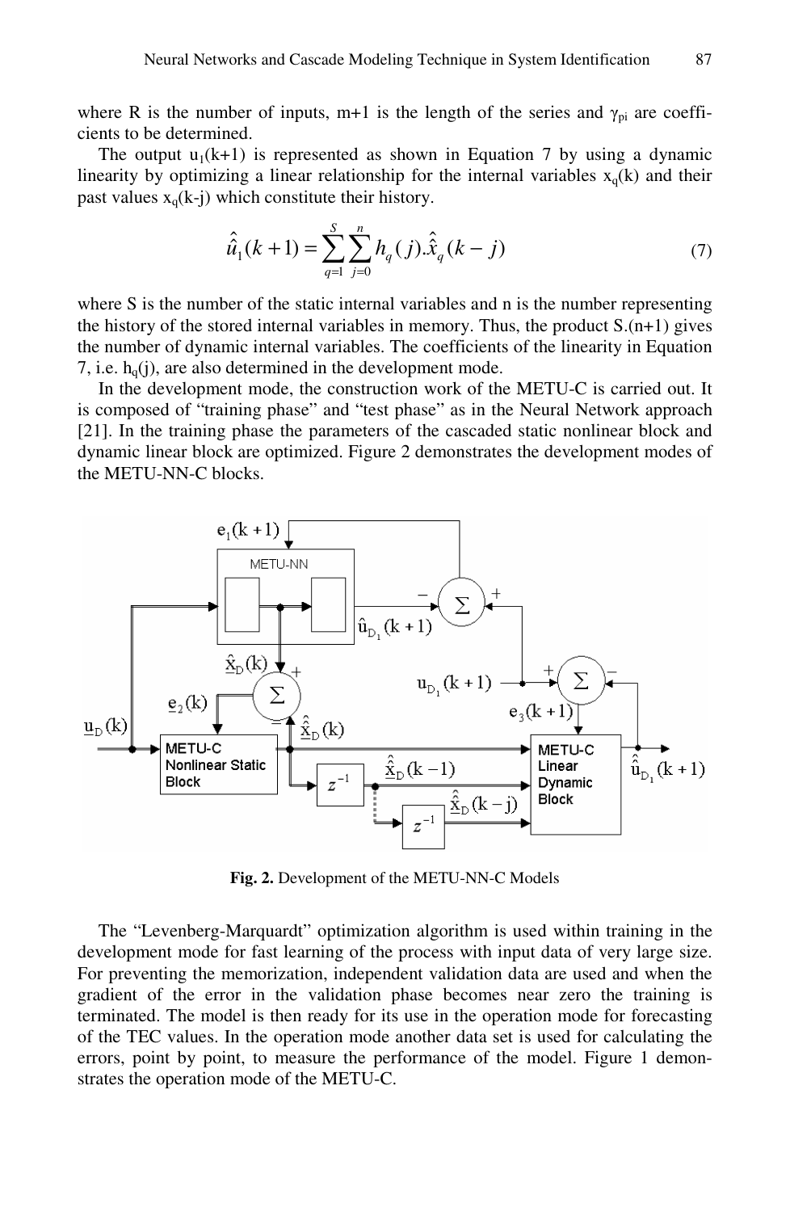where R is the number of inputs, m+1 is the length of the series and $\gamma_{pi}$ are coefficients to be determined.

The output $u_1(k+1)$ is represented as shown in Equation 7 by using a dynamic linearity by optimizing a linear relationship for the internal variables $x_q(k)$ and their past values $x_q(k-j)$ which constitute their history.

$$\hat{\hat{u}}_1(k+1) = \sum_{q=1}^{S} \sum_{j=0}^{n} h_q(j).\hat{\hat{x}}_q(k-j) \tag{7}$$

where S is the number of the static internal variables and n is the number representing the history of the stored internal variables in memory. Thus, the product S.(n+1) gives the number of dynamic internal variables. The coefficients of the linearity in Equation 7, i.e. $h_q(j)$, are also determined in the development mode.

In the development mode, the construction work of the METU-C is carried out. It is composed of "training phase" and "test phase" as in the Neural Network approach [21]. In the training phase the parameters of the cascaded static nonlinear block and dynamic linear block are optimized. Figure 2 demonstrates the development modes of the METU-NN-C blocks.

**Fig. 2.** Development of the METU-NN-C Models

The "Levenberg-Marquardt" optimization algorithm is used within training in the development mode for fast learning of the process with input data of very large size. For preventing the memorization, independent validation data are used and when the gradient of the error in the validation phase becomes near zero the training is terminated. The model is then ready for its use in the operation mode for forecasting of the TEC values. In the operation mode another data set is used for calculating the errors, point by point, to measure the performance of the model. Figure 1 demonstrates the operation mode of the METU-C.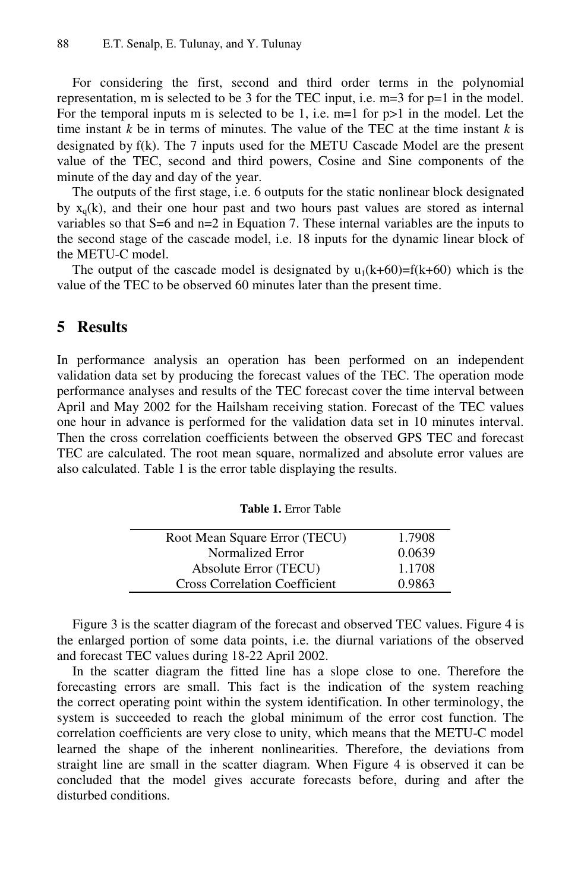For considering the first, second and third order terms in the polynomial representation, m is selected to be 3 for the TEC input, i.e. m=3 for p=1 in the model. For the temporal inputs m is selected to be 1, i.e. m=1 for p>1 in the model. Let the time instant *k* be in terms of minutes. The value of the TEC at the time instant *k* is designated by f(k). The 7 inputs used for the METU Cascade Model are the present value of the TEC, second and third powers, Cosine and Sine components of the minute of the day and day of the year.

The outputs of the first stage, i.e. 6 outputs for the static nonlinear block designated by $x_q(k)$, and their one hour past and two hours past values are stored as internal variables so that S=6 and n=2 in Equation 7. These internal variables are the inputs to the second stage of the cascade model, i.e. 18 inputs for the dynamic linear block of the METU-C model.

The output of the cascade model is designated by $u_1(k+60)=f(k+60)$ which is the value of the TEC to be observed 60 minutes later than the present time.

## 5 Results

In performance analysis an operation has been performed on an independent validation data set by producing the forecast values of the TEC. The operation mode performance analyses and results of the TEC forecast cover the time interval between April and May 2002 for the Hailsham receiving station. Forecast of the TEC values one hour in advance is performed for the validation data set in 10 minutes interval. Then the cross correlation coefficients between the observed GPS TEC and forecast TEC are calculated. The root mean square, normalized and absolute error values are also calculated. Table 1 is the error table displaying the results.

**Table 1.** Error Table

| | |
|---|---|
| Root Mean Square Error (TECU) | 1.7908 |
| Normalized Error | 0.0639 |
| Absolute Error (TECU) | 1.1708 |
| Cross Correlation Coefficient | 0.9863 |

Figure 3 is the scatter diagram of the forecast and observed TEC values. Figure 4 is the enlarged portion of some data points, i.e. the diurnal variations of the observed and forecast TEC values during 18-22 April 2002.

In the scatter diagram the fitted line has a slope close to one. Therefore the forecasting errors are small. This fact is the indication of the system reaching the correct operating point within the system identification. In other terminology, the system is succeeded to reach the global minimum of the error cost function. The correlation coefficients are very close to unity, which means that the METU-C model learned the shape of the inherent nonlinearities. Therefore, the deviations from straight line are small in the scatter diagram. When Figure 4 is observed it can be concluded that the model gives accurate forecasts before, during and after the disturbed conditions.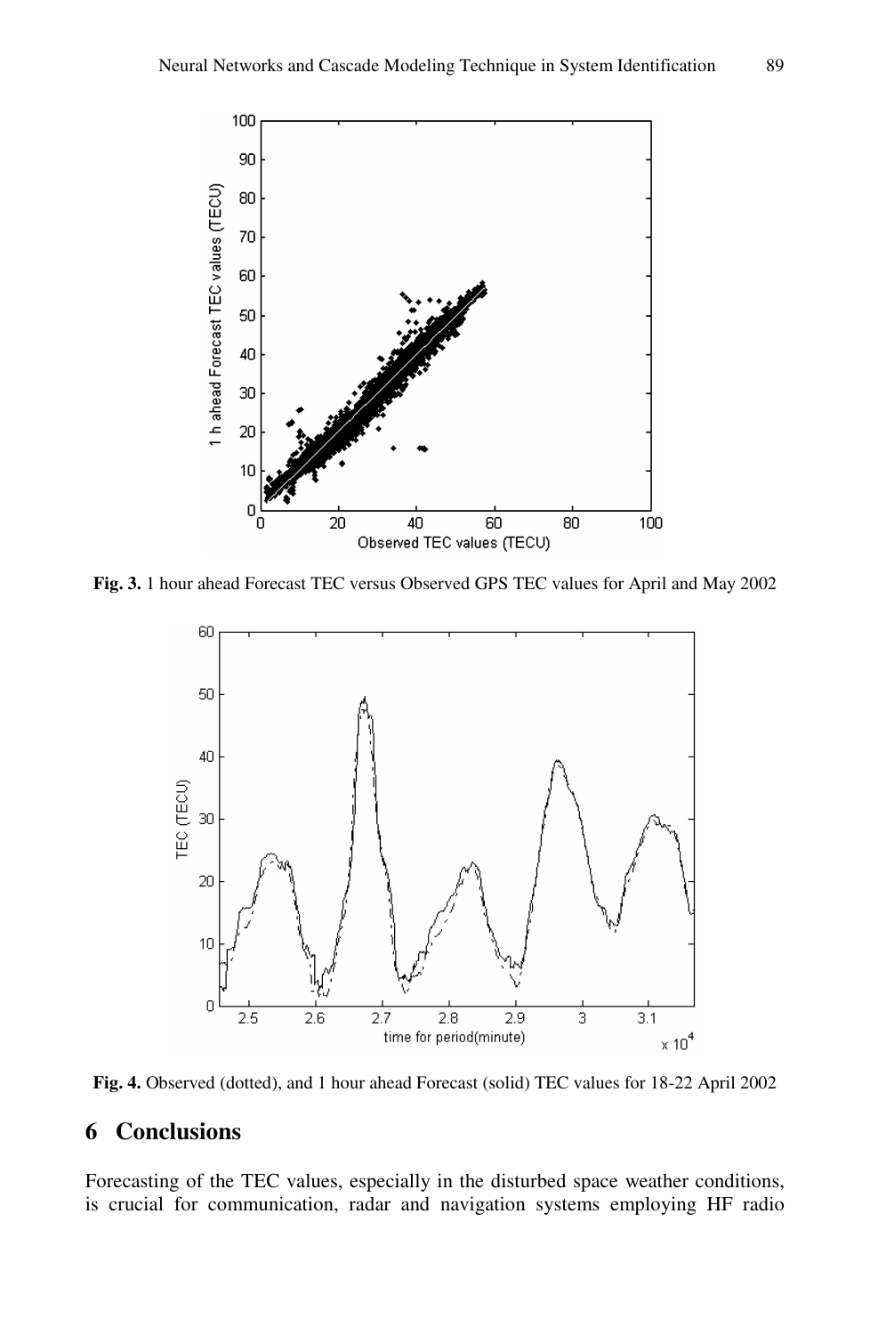**Fig. 3.** 1 hour ahead Forecast TEC versus Observed GPS TEC values for April and May 2002

**Fig. 4.** Observed (dotted), and 1 hour ahead Forecast (solid) TEC values for 18-22 April 2002

## 6 Conclusions

Forecasting of the TEC values, especially in the disturbed space weather conditions, is crucial for communication, radar and navigation systems employing HF radio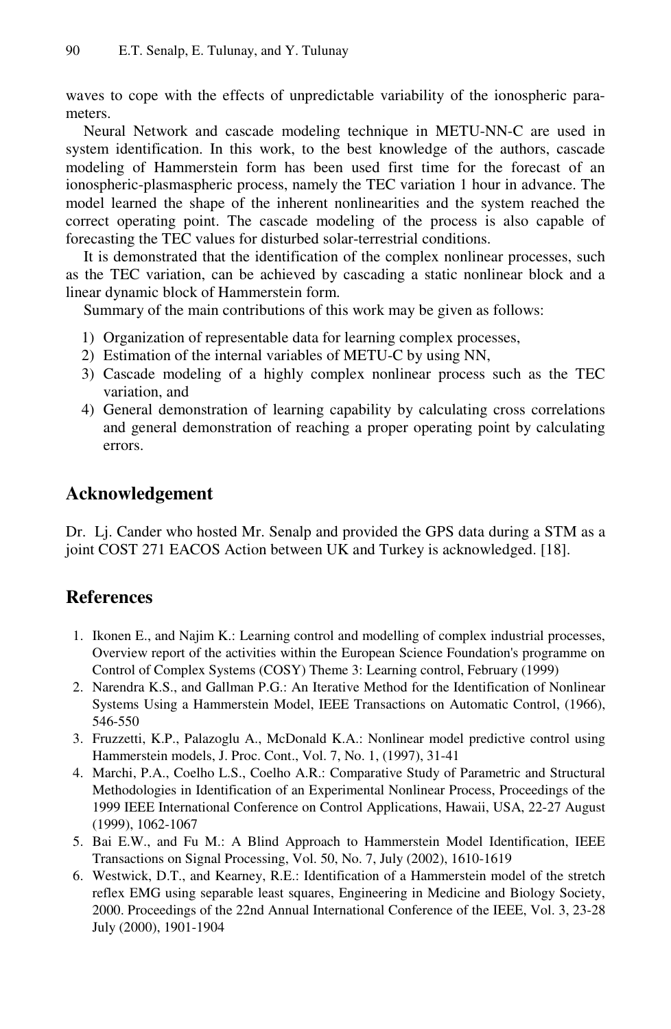waves to cope with the effects of unpredictable variability of the ionospheric parameters.

Neural Network and cascade modeling technique in METU-NN-C are used in system identification. In this work, to the best knowledge of the authors, cascade modeling of Hammerstein form has been used first time for the forecast of an ionospheric-plasmaspheric process, namely the TEC variation 1 hour in advance. The model learned the shape of the inherent nonlinearities and the system reached the correct operating point. The cascade modeling of the process is also capable of forecasting the TEC values for disturbed solar-terrestrial conditions.

It is demonstrated that the identification of the complex nonlinear processes, such as the TEC variation, can be achieved by cascading a static nonlinear block and a linear dynamic block of Hammerstein form.

Summary of the main contributions of this work may be given as follows:

1) Organization of representable data for learning complex processes,
2) Estimation of the internal variables of METU-C by using NN,
3) Cascade modeling of a highly complex nonlinear process such as the TEC variation, and
4) General demonstration of learning capability by calculating cross correlations and general demonstration of reaching a proper operating point by calculating errors.

## Acknowledgement

Dr. Lj. Cander who hosted Mr. Senalp and provided the GPS data during a STM as a joint COST 271 EACOS Action between UK and Turkey is acknowledged. [18].

## References

1. Ikonen E., and Najim K.: Learning control and modelling of complex industrial processes, Overview report of the activities within the European Science Foundation's programme on Control of Complex Systems (COSY) Theme 3: Learning control, February (1999)
2. Narendra K.S., and Gallman P.G.: An Iterative Method for the Identification of Nonlinear Systems Using a Hammerstein Model, IEEE Transactions on Automatic Control, (1966), 546-550
3. Fruzzetti, K.P., Palazoglu A., McDonald K.A.: Nonlinear model predictive control using Hammerstein models, J. Proc. Cont., Vol. 7, No. 1, (1997), 31-41
4. Marchi, P.A., Coelho L.S., Coelho A.R.: Comparative Study of Parametric and Structural Methodologies in Identification of an Experimental Nonlinear Process, Proceedings of the 1999 IEEE International Conference on Control Applications, Hawaii, USA, 22-27 August (1999), 1062-1067
5. Bai E.W., and Fu M.: A Blind Approach to Hammerstein Model Identification, IEEE Transactions on Signal Processing, Vol. 50, No. 7, July (2002), 1610-1619
6. Westwick, D.T., and Kearney, R.E.: Identification of a Hammerstein model of the stretch reflex EMG using separable least squares, Engineering in Medicine and Biology Society, 2000. Proceedings of the 22nd Annual International Conference of the IEEE, Vol. 3, 23-28 July (2000), 1901-1904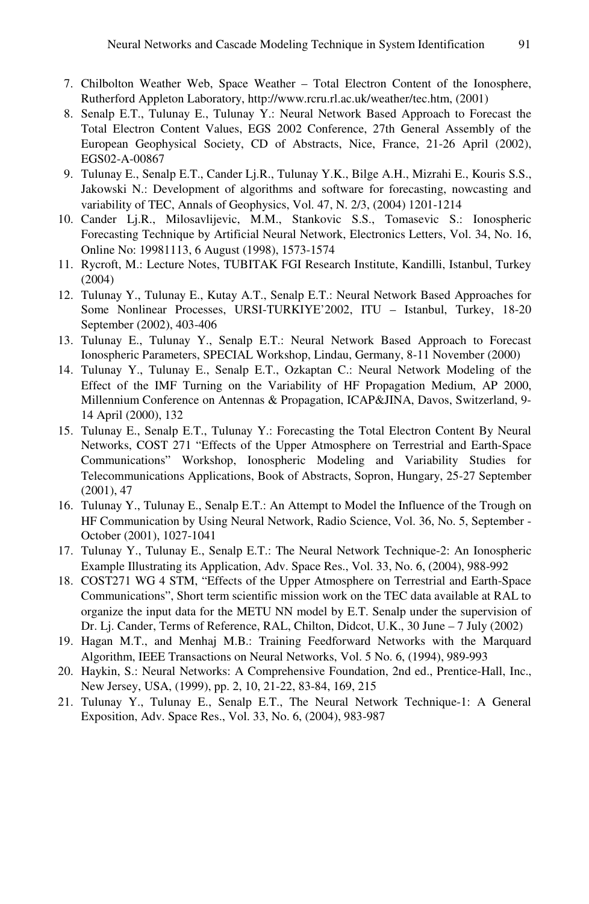7. Chilbolton Weather Web, Space Weather – Total Electron Content of the Ionosphere, Rutherford Appleton Laboratory, http://www.rcru.rl.ac.uk/weather/tec.htm, (2001)
8. Senalp E.T., Tulunay E., Tulunay Y.: Neural Network Based Approach to Forecast the Total Electron Content Values, EGS 2002 Conference, 27th General Assembly of the European Geophysical Society, CD of Abstracts, Nice, France, 21-26 April (2002), EGS02-A-00867
9. Tulunay E., Senalp E.T., Cander Lj.R., Tulunay Y.K., Bilge A.H., Mizrahi E., Kouris S.S., Jakowski N.: Development of algorithms and software for forecasting, nowcasting and variability of TEC, Annals of Geophysics, Vol. 47, N. 2/3, (2004) 1201-1214
10. Cander Lj.R., Milosavlijevic, M.M., Stankovic S.S., Tomasevic S.: Ionospheric Forecasting Technique by Artificial Neural Network, Electronics Letters, Vol. 34, No. 16, Online No: 19981113, 6 August (1998), 1573-1574
11. Rycroft, M.: Lecture Notes, TUBITAK FGI Research Institute, Kandilli, Istanbul, Turkey (2004)
12. Tulunay Y., Tulunay E., Kutay A.T., Senalp E.T.: Neural Network Based Approaches for Some Nonlinear Processes, URSI-TURKIYE'2002, ITU – Istanbul, Turkey, 18-20 September (2002), 403-406
13. Tulunay E., Tulunay Y., Senalp E.T.: Neural Network Based Approach to Forecast Ionospheric Parameters, SPECIAL Workshop, Lindau, Germany, 8-11 November (2000)
14. Tulunay Y., Tulunay E., Senalp E.T., Ozkaptan C.: Neural Network Modeling of the Effect of the IMF Turning on the Variability of HF Propagation Medium, AP 2000, Millennium Conference on Antennas & Propagation, ICAP&JINA, Davos, Switzerland, 9-14 April (2000), 132
15. Tulunay E., Senalp E.T., Tulunay Y.: Forecasting the Total Electron Content By Neural Networks, COST 271 "Effects of the Upper Atmosphere on Terrestrial and Earth-Space Communications" Workshop, Ionospheric Modeling and Variability Studies for Telecommunications Applications, Book of Abstracts, Sopron, Hungary, 25-27 September (2001), 47
16. Tulunay Y., Tulunay E., Senalp E.T.: An Attempt to Model the Influence of the Trough on HF Communication by Using Neural Network, Radio Science, Vol. 36, No. 5, September - October (2001), 1027-1041
17. Tulunay Y., Tulunay E., Senalp E.T.: The Neural Network Technique-2: An Ionospheric Example Illustrating its Application, Adv. Space Res., Vol. 33, No. 6, (2004), 988-992
18. COST271 WG 4 STM, "Effects of the Upper Atmosphere on Terrestrial and Earth-Space Communications", Short term scientific mission work on the TEC data available at RAL to organize the input data for the METU NN model by E.T. Senalp under the supervision of Dr. Lj. Cander, Terms of Reference, RAL, Chilton, Didcot, U.K., 30 June – 7 July (2002)
19. Hagan M.T., and Menhaj M.B.: Training Feedforward Networks with the Marquard Algorithm, IEEE Transactions on Neural Networks, Vol. 5 No. 6, (1994), 989-993
20. Haykin, S.: Neural Networks: A Comprehensive Foundation, 2nd ed., Prentice-Hall, Inc., New Jersey, USA, (1999), pp. 2, 10, 21-22, 83-84, 169, 215
21. Tulunay Y., Tulunay E., Senalp E.T., The Neural Network Technique-1: A General Exposition, Adv. Space Res., Vol. 33, No. 6, (2004), 983-987